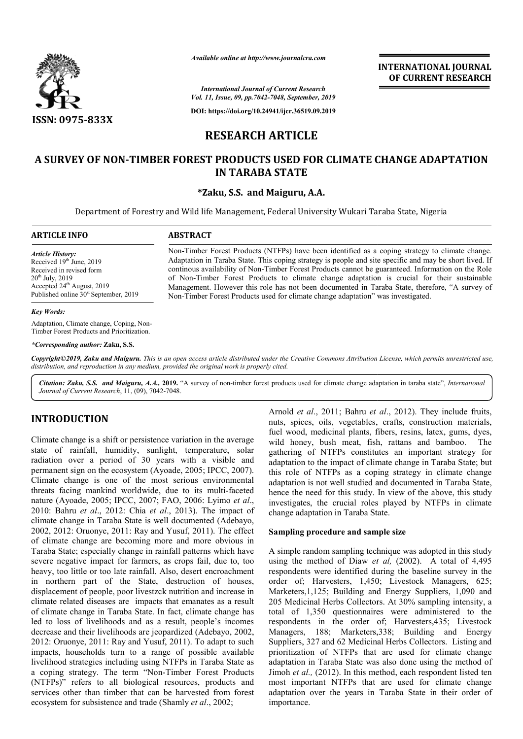*Available online at http://www.journalcra.com*

*International Journal of Current Research*
*Vol. 11, Issue, 09, pp.7042-7048, September, 2019*

**DOI: https://doi.org/10.24941/ijcr.36519.09.2019**

**INTERNATIONAL JOURNAL OF CURRENT RESEARCH**

**ISSN: 0975-833X**

# RESEARCH ARTICLE

# A SURVEY OF NON-TIMBER FOREST PRODUCTS USED FOR CLIMATE CHANGE ADAPTATION IN TARABA STATE

**\*Zaku, S.S. and Maiguru, A.A.**

Department of Forestry and Wild life Management, Federal University Wukari Taraba State, Nigeria

**ARTICLE INFO**

*Article History:*
Received 19th June, 2019
Received in revised form
20th July, 2019
Accepted 24th August, 2019
Published online 30st September, 2019

*Key Words:*

Adaptation, Climate change, Coping, Non-Timber Forest Products and Prioritization.

*\*Corresponding author:* **Zaku, S.S.**

**ABSTRACT**

Non-Timber Forest Products (NTFPs) have been identified as a coping strategy to climate change. Adaptation in Taraba State. This coping strategy is people and site specific and may be short lived. If continous availability of Non-Timber Forest Products cannot be guaranteed. Information on the Role of Non-Timber Forest Products to climate change adaptation is crucial for their sustainable Management. However this role has not been documented in Taraba State, therefore, "A survey of Non-Timber Forest Products used for climate change adaptation" was investigated.

*Copyright©2019, Zaku and Maiguru. This is an open access article distributed under the Creative Commons Attribution License, which permits unrestricted use, distribution, and reproduction in any medium, provided the original work is properly cited.*

*Citation: Zaku, S.S. and Maiguru, A.A.,* **2019.** "A survey of non-timber forest products used for climate change adaptation in taraba state", *International Journal of Current Research*, 11, (09), 7042-7048.

## INTRODUCTION

Climate change is a shift or persistence variation in the average state of rainfall, humidity, sunlight, temperature, solar radiation over a period of 30 years with a visible and permanent sign on the ecosystem (Ayoade, 2005; IPCC, 2007). Climate change is one of the most serious environmental threats facing mankind worldwide, due to its multi-faceted nature (Ayoade, 2005; IPCC, 2007; FAO, 2006: Lyimo *et al*., 2010: Bahru *et al*., 2012: Chia *et al*., 2013). The impact of climate change in Taraba State is well documented (Adebayo, 2002, 2012: Oruonye, 2011: Ray and Yusuf, 2011). The effect of climate change are becoming more and more obvious in Taraba State; especially change in rainfall patterns which have severe negative impact for farmers, as crops fail, due to, too heavy, too little or too late rainfall. Also, desert encroachment in northern part of the State, destruction of houses, displacement of people, poor livestzck nutrition and increase in climate related diseases are impacts that emanates as a result of climate change in Taraba State. In fact, climate change has led to loss of livelihoods and as a result, people's incomes decrease and their livelihoods are jeopardized (Adebayo, 2002, 2012: Oruonye, 2011: Ray and Yusuf, 2011). To adapt to such impacts, households turn to a range of possible available livelihood strategies including using NTFPs in Taraba State as a coping strategy. The term "Non-Timber Forest Products (NTFPs)" refers to all biological resources, products and services other than timber that can be harvested from forest ecosystem for subsistence and trade (Shamly *et al*., 2002; Arnold *et al*., 2011; Bahru *et al*., 2012). They include fruits, nuts, spices, oils, vegetables, crafts, construction materials, fuel wood, medicinal plants, fibers, resins, latex, gums, dyes, wild honey, bush meat, fish, rattans and bamboo. The gathering of NTFPs constitutes an important strategy for adaptation to the impact of climate change in Taraba State; but this role of NTFPs as a coping strategy in climate change adaptation is not well studied and documented in Taraba State, hence the need for this study. In view of the above, this study investigates, the crucial roles played by NTFPs in climate change adaptation in Taraba State.

### Sampling procedure and sample size

A simple random sampling technique was adopted in this study using the method of Diaw *et al,* (2002). A total of 4,495 respondents were identified during the baseline survey in the order of; Harvesters, 1,450; Livestock Managers, 625; Marketers,1,125; Building and Energy Suppliers, 1,090 and 205 Medicinal Herbs Collectors. At 30% sampling intensity, a total of 1,350 questionnaires were administered to the respondents in the order of; Harvesters,435; Livestock Managers, 188; Marketers,338; Building and Energy Suppliers, 327 and 62 Medicinal Herbs Collectors. Listing and prioritization of NTFPs that are used for climate change adaptation in Taraba State was also done using the method of Jimoh *et al.,* (2012). In this method, each respondent listed ten most important NTFPs that are used for climate change adaptation over the years in Taraba State in their order of importance.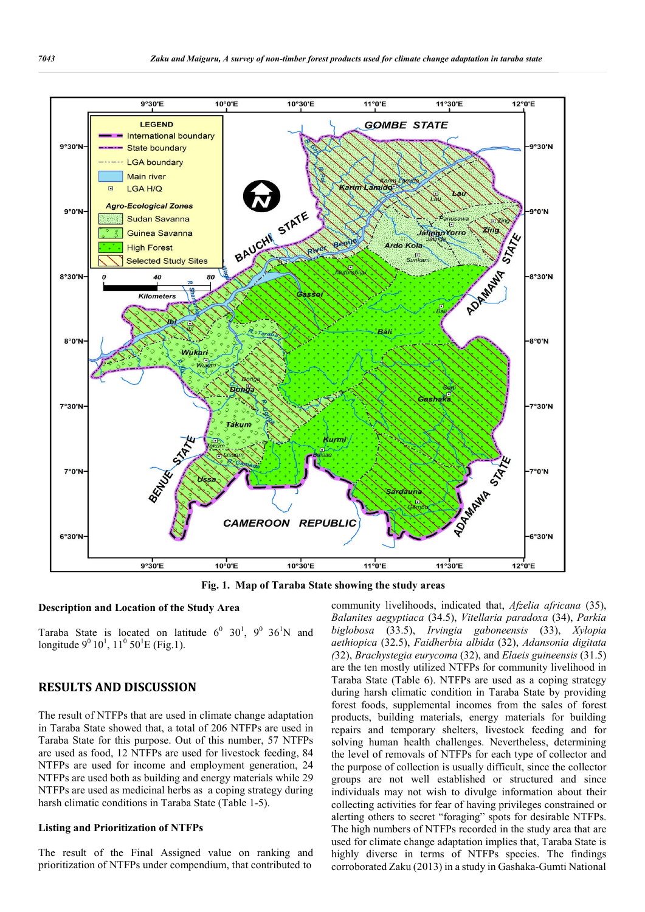Fig. 1. Map of Taraba State showing the study areas

### Description and Location of the Study Area

Taraba State is located on latitude $6^0$ $30^1$, $9^0$ $36^1$N and longitude $9^0$ $10^1$, $11^0$ $50^1$E (Fig.1).

## RESULTS AND DISCUSSION

The result of NTFPs that are used in climate change adaptation in Taraba State showed that, a total of 206 NTFPs are used in Taraba State for this purpose. Out of this number, 57 NTFPs are used as food, 12 NTFPs are used for livestock feeding, 84 NTFPs are used for income and employment generation, 24 NTFPs are used both as building and energy materials while 29 NTFPs are used as medicinal herbs as a coping strategy during harsh climatic conditions in Taraba State (Table 1-5).

### Listing and Prioritization of NTFPs

The result of the Final Assigned value on ranking and prioritization of NTFPs under compendium, that contributed to community livelihoods, indicated that, *Afzelia africana* (35), *Balanites aegyptiaca* (34.5), *Vitellaria paradoxa* (34), *Parkia biglobosa* (33.5), *Irvingia gaboneensis* (33), *Xylopia aethiopica* (32.5), *Faidherbia albida* (32), *Adansonia digitata (*32), *Brachystegia eurycoma* (32), and *Elaeis guineensis* (31.5) are the ten mostly utilized NTFPs for community livelihood in Taraba State (Table 6). NTFPs are used as a coping strategy during harsh climatic condition in Taraba State by providing forest foods, supplemental incomes from the sales of forest products, building materials, energy materials for building repairs and temporary shelters, livestock feeding and for solving human health challenges. Nevertheless, determining the level of removals of NTFPs for each type of collector and the purpose of collection is usually difficult, since the collector groups are not well established or structured and since individuals may not wish to divulge information about their collecting activities for fear of having privileges constrained or alerting others to secret "foraging" spots for desirable NTFPs. The high numbers of NTFPs recorded in the study area that are used for climate change adaptation implies that, Taraba State is highly diverse in terms of NTFPs species. The findings corroborated Zaku (2013) in a study in Gashaka-Gumti National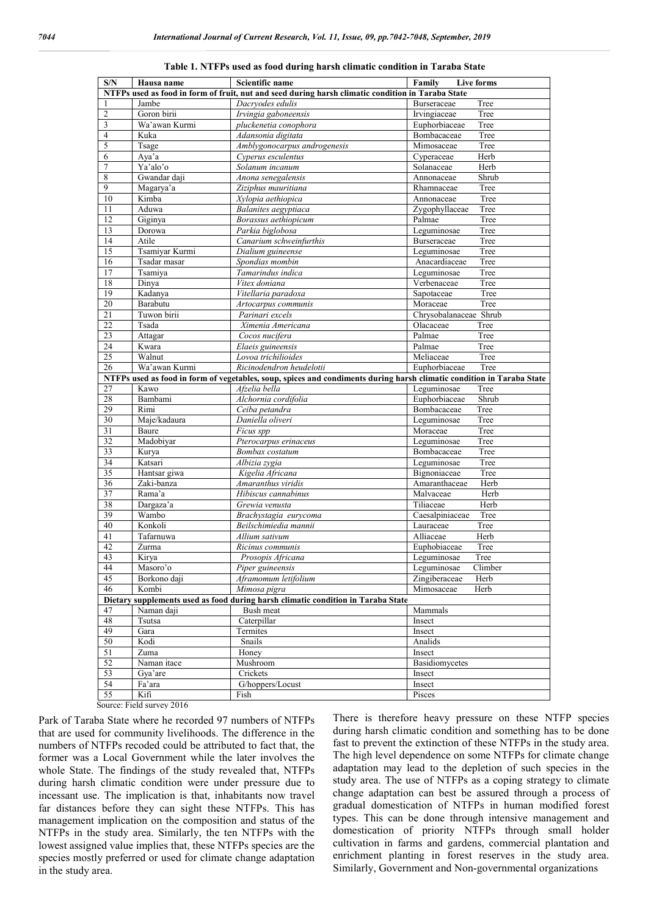**Table 1. NTFPs used as food during harsh climatic condition in Taraba State**

| S/N | Hausa name | Scientific name | Family | Live forms |
|---|---|---|---|---|
| **NTFPs used as food in form of fruit, nut and seed during harsh climatic condition in Taraba State** | | | | |
| 1 | Jambe | *Dacryodes edulis* | Burseraceae | Tree |
| 2 | Goron birii | *Irvingia gaboneensis* | Irvingiaceae | Tree |
| 3 | Wa'awan Kurmi | *pluckenetia conophora* | Euphorbiaceae | Tree |
| 4 | Kuka | *Adansonia digitata* | Bombacaceae | Tree |
| 5 | Tsage | *Amblygonocarpus androgenesis* | Mimosaceae | Tree |
| 6 | Aya'a | *Cyperus esculentus* | Cyperaceae | Herb |
| 7 | Ya'alo'o | *Solanum incanum* | Solanaceae | Herb |
| 8 | Gwandar daji | *Anona senegalensis* | Annonaceae | Shrub |
| 9 | Magarya'a | *Ziziphus mauritiana* | Rhamnaceae | Tree |
| 10 | Kimba | *Xylopia aethiopica* | Annonaceae | Tree |
| 11 | Aduwa | *Balanites aegyptiaca* | Zygophyllaceae | Tree |
| 12 | Giginya | *Borassus aethiopicum* | Palmae | Tree |
| 13 | Dorowa | *Parkia biglobosa* | Leguminosae | Tree |
| 14 | Atile | *Canarium schweinfurthis* | Burseraceae | Tree |
| 15 | Tsamiyar Kurmi | *Dialium guineense* | Leguminosae | Tree |
| 16 | Tsadar masar | *Spondias mombin* | Anacardiaceae | Tree |
| 17 | Tsamiya | *Tamarindus indica* | Leguminosae | Tree |
| 18 | Dinya | *Vitex doniana* | Verbenaceae | Tree |
| 19 | Kadanya | *Vitellaria paradoxa* | Sapotaceae | Tree |
| 20 | Barabutu | *Artocarpus communis* | Moraceae | Tree |
| 21 | Tuwon birii | *Parinari excels* | Chrysobalanaceae | Shrub |
| 22 | Tsada | *Ximenia Americana* | Olacaceae | Tree |
| 23 | Attagar | *Cocos nucifera* | Palmae | Tree |
| 24 | Kwara | *Elaeis guineensis* | Palmae | Tree |
| 25 | Walnut | *Lovoa trichilioides* | Meliaceae | Tree |
| 26 | Wa'awan Kurmi | *Ricinodendron heudelotii* | Euphorbiaceae | Tree |
| **NTFPs used as food in form of vegetables, soup, spices and condiments during harsh climatic condition in Taraba State** | | | | |
| 27 | Kawo | *Afzelia bella* | Leguminosae | Tree |
| 28 | Bambami | *Alchornia cordifolia* | Euphorbiaceae | Shrub |
| 29 | Rimi | *Ceiba petandra* | Bombacaceae | Tree |
| 30 | Maje/kadaura | *Daniella oliveri* | Leguminosae | Tree |
| 31 | Baure | *Ficus spp* | Moraceae | Tree |
| 32 | Madobiyar | *Pterocarpus erinaceus* | Leguminosae | Tree |
| 33 | Kurya | *Bombax costatum* | Bombacaceae | Tree |
| 34 | Katsari | *Albizia zygia* | Leguminosae | Tree |
| 35 | Hantsar giwa | *Kigelia Africana* | Bignoniaceae | Tree |
| 36 | Zaki-banza | *Amaranthus viridis* | Amaranthaceae | Herb |
| 37 | Rama'a | *Hibiscus cannabinus* | Malvaceae | Herb |
| 38 | Dargaza'a | *Grewia venusta* | Tiliaceae | Herb |
| 39 | Wambo | *Brachystagia eurycoma* | Caesalpiniaceae | Tree |
| 40 | Konkoli | *Beilschimiedia mannii* | Lauraceae | Tree |
| 41 | Tafarnuwa | *Allium sativum* | Alliaceae | Herb |
| 42 | Zurma | *Ricinus communis* | Euphobiaceae | Tree |
| 43 | Kirya | *Prosopis Africana* | Leguminosae | Tree |
| 44 | Masoro'o | *Piper guineensis* | Leguminosae | Climber |
| 45 | Borkono daji | *Aframomum letifolium* | Zingiberaceae | Herb |
| 46 | Kombi | *Mimosa pigra* | Mimosaceae | Herb |
| **Dietary supplements used as food during harsh climatic condition in Taraba State** | | | | |
| 47 | Naman daji | Bush meat | Mammals | |
| 48 | Tsutsa | Caterpillar | Insect | |
| 49 | Gara | Termites | Insect | |
| 50 | Kodi | Snails | Analids | |
| 51 | Zuma | Honey | Insect | |
| 52 | Naman itace | Mushroom | Basidiomycetes | |
| 53 | Gya'are | Crickets | Insect | |
| 54 | Fa'ara | G/hoppers/Locust | Insect | |
| 55 | Kifi | Fish | Pisces | |

Source: Field survey 2016

Park of Taraba State where he recorded 97 numbers of NTFPs that are used for community livelihoods. The difference in the numbers of NTFPs recoded could be attributed to fact that, the former was a Local Government while the later involves the whole State. The findings of the study revealed that, NTFPs during harsh climatic condition were under pressure due to incessant use. The implication is that, inhabitants now travel far distances before they can sight these NTFPs. This has management implication on the composition and status of the NTFPs in the study area. Similarly, the ten NTFPs with the lowest assigned value implies that, these NTFPs species are the species mostly preferred or used for climate change adaptation in the study area.

There is therefore heavy pressure on these NTFP species during harsh climatic condition and something has to be done fast to prevent the extinction of these NTFPs in the study area. The high level dependence on some NTFPs for climate change adaptation may lead to the depletion of such species in the study area. The use of NTFPs as a coping strategy to climate change adaptation can best be assured through a process of gradual domestication of NTFPs in human modified forest types. This can be done through intensive management and domestication of priority NTFPs through small holder cultivation in farms and gardens, commercial plantation and enrichment planting in forest reserves in the study area. Similarly, Government and Non-governmental organizations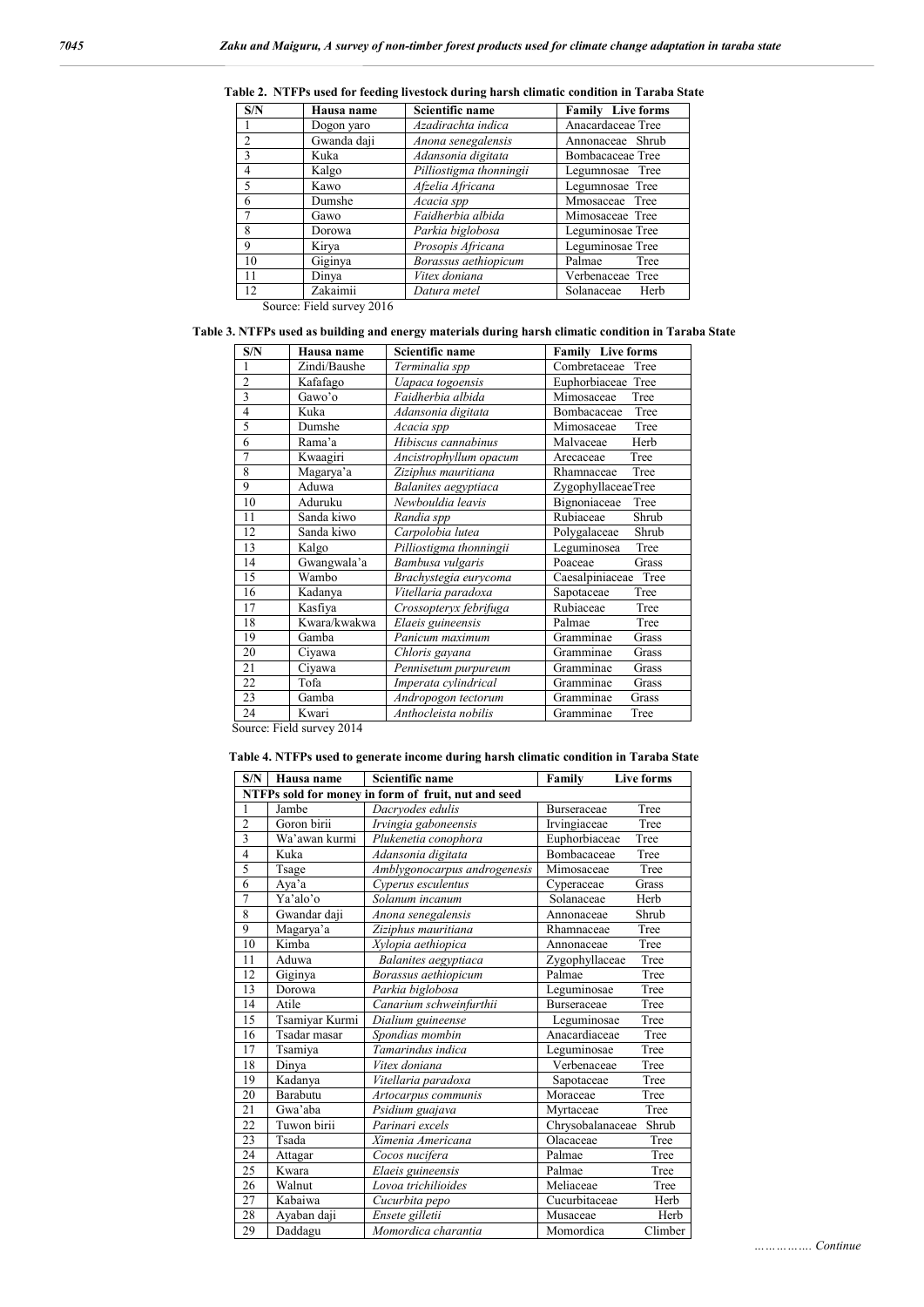**Table 2. NTFPs used for feeding livestock during harsh climatic condition in Taraba State**

| S/N | Hausa name | Scientific name | Family Live forms |
|---|---|---|---|
| 1 | Dogon yaro | *Azadirachta indica* | Anacardaceae Tree |
| 2 | Gwanda daji | *Anona senegalensis* | Annonaceae Shrub |
| 3 | Kuka | *Adansonia digitata* | Bombacaceae Tree |
| 4 | Kalgo | *Pilliostigma thonningii* | Legumnosae Tree |
| 5 | Kawo | *Afzelia Africana* | Legumnosae Tree |
| 6 | Dumshe | *Acacia spp* | Mmosaceae Tree |
| 7 | Gawo | *Faidherbia albida* | Mimosaceae Tree |
| 8 | Dorowa | *Parkia biglobosa* | Leguminosae Tree |
| 9 | Kirya | *Prosopis Africana* | Leguminosae Tree |
| 10 | Giginya | *Borassus aethiopicum* | Palmae Tree |
| 11 | Dinya | *Vitex doniana* | Verbenaceae Tree |
| 12 | Zakaimii | *Datura metel* | Solanaceae Herb |

Source: Field survey 2016

**Table 3. NTFPs used as building and energy materials during harsh climatic condition in Taraba State**

| S/N | Hausa name | Scientific name | Family Live forms |
|---|---|---|---|
| 1 | Zindi/Baushe | *Terminalia spp* | Combretaceae Tree |
| 2 | Kafafago | *Uapaca togoensis* | Euphorbiaceae Tree |
| 3 | Gawo'o | *Faidherbia albida* | Mimosaceae Tree |
| 4 | Kuka | *Adansonia digitata* | Bombacaceae Tree |
| 5 | Dumshe | *Acacia spp* | Mimosaceae Tree |
| 6 | Rama'a | *Hibiscus cannabinus* | Malvaceae Herb |
| 7 | Kwaagiri | *Ancistrophyllum opacum* | Arecaceae Tree |
| 8 | Magarya'a | *Ziziphus mauritiana* | Rhamnaceae Tree |
| 9 | Aduwa | *Balanites aegyptiaca* | ZygophyllaceaeTree |
| 10 | Aduruku | *Newbouldia leavis* | Bignoniaceae Tree |
| 11 | Sanda kiwo | *Randia spp* | Rubiaceae Shrub |
| 12 | Sanda kiwo | *Carpolobia lutea* | Polygalaceae Shrub |
| 13 | Kalgo | *Pilliostigma thonningii* | Leguminosea Tree |
| 14 | Gwangwala'a | *Bambusa vulgaris* | Poaceae Grass |
| 15 | Wambo | *Brachystegia eurycoma* | Caesalpiniaceae Tree |
| 16 | Kadanya | *Vitellaria paradoxa* | Sapotaceae Tree |
| 17 | Kasfiya | *Crossopteryx febrifuga* | Rubiaceae Tree |
| 18 | Kwara/kwakwa | *Elaeis guineensis* | Palmae Tree |
| 19 | Gamba | *Panicum maximum* | Gramminae Grass |
| 20 | Ciyawa | *Chloris gayana* | Gramminae Grass |
| 21 | Ciyawa | *Pennisetum purpureum* | Gramminae Grass |
| 22 | Tofa | *Imperata cylindrical* | Gramminae Grass |
| 23 | Gamba | *Andropogon tectorum* | Gramminae Grass |
| 24 | Kwari | *Anthocleista nobilis* | Gramminae Tree |

Source: Field survey 2014

**Table 4. NTFPs used to generate income during harsh climatic condition in Taraba State**

| S/N | Hausa name | Scientific name | Family | Live forms |
|---|---|---|---|---|
| NTFPs sold for money in form of fruit, nut and seed | | | | |
| 1 | Jambe | *Dacryodes edulis* | Burseraceae | Tree |
| 2 | Goron birii | *Irvingia gaboneensis* | Irvingiaceae | Tree |
| 3 | Wa'awan kurmi | *Plukenetia conophora* | Euphorbiaceae | Tree |
| 4 | Kuka | *Adansonia digitata* | Bombacaceae | Tree |
| 5 | Tsage | *Amblygonocarpus androgenesis* | Mimosaceae | Tree |
| 6 | Aya'a | *Cyperus esculentus* | Cyperaceae | Grass |
| 7 | Ya'alo'o | *Solanum incanum* | Solanaceae | Herb |
| 8 | Gwandar daji | *Anona senegalensis* | Annonaceae | Shrub |
| 9 | Magarya'a | *Ziziphus mauritiana* | Rhamnaceae | Tree |
| 10 | Kimba | *Xylopia aethiopica* | Annonaceae | Tree |
| 11 | Aduwa | *Balanites aegyptiaca* | Zygophyllaceae | Tree |
| 12 | Giginya | *Borassus aethiopicum* | Palmae | Tree |
| 13 | Dorowa | *Parkia biglobosa* | Leguminosae | Tree |
| 14 | Atile | *Canarium schweinfurthii* | Burseraceae | Tree |
| 15 | Tsamiyar Kurmi | *Dialium guineense* | Leguminosae | Tree |
| 16 | Tsadar masar | *Spondias mombin* | Anacardiaceae | Tree |
| 17 | Tsamiya | *Tamarindus indica* | Leguminosae | Tree |
| 18 | Dinya | *Vitex doniana* | Verbenaceae | Tree |
| 19 | Kadanya | *Vitellaria paradoxa* | Sapotaceae | Tree |
| 20 | Barabutu | *Artocarpus communis* | Moraceae | Tree |
| 21 | Gwa'aba | *Psidium guajava* | Myrtaceae | Tree |
| 22 | Tuwon birii | *Parinari excels* | Chrysobalanaceae | Shrub |
| 23 | Tsada | *Ximenia Americana* | Olacaceae | Tree |
| 24 | Attagar | *Cocos nucifera* | Palmae | Tree |
| 25 | Kwara | *Elaeis guineensis* | Palmae | Tree |
| 26 | Walnut | *Lovoa trichilioides* | Meliaceae | Tree |
| 27 | Kabaiwa | *Cucurbita pepo* | Cucurbitaceae | Herb |
| 28 | Ayaban daji | *Ensete gilletii* | Musaceae | Herb |
| 29 | Daddagu | *Momordica charantia* | Momordica | Climber |

*……………. Continue*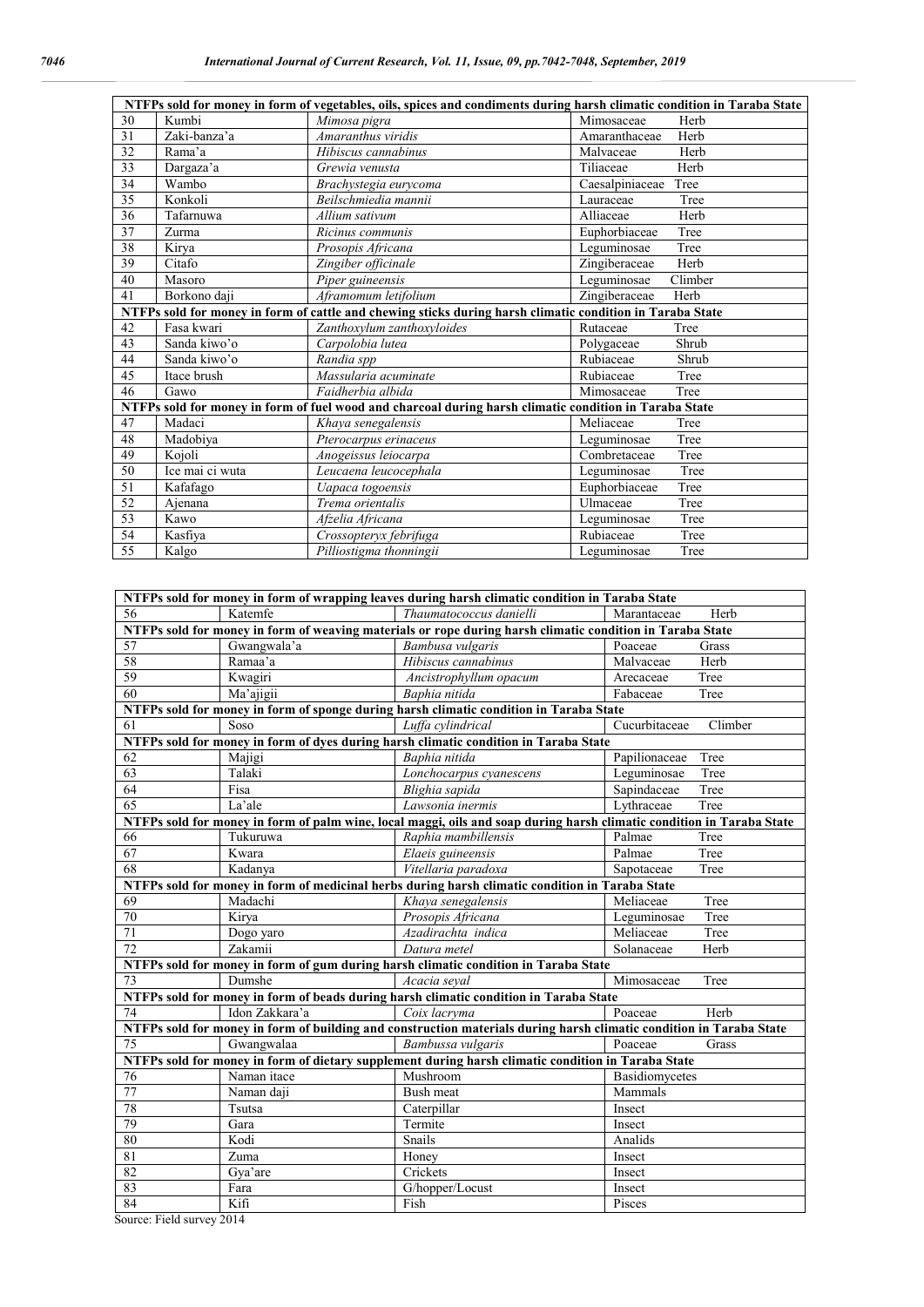| | | | |
|---|---|---|---|
| **NTFPs sold for money in form of vegetables, oils, spices and condiments during harsh climatic condition in Taraba State** | | | |
| 30 | Kumbi | *Mimosa pigra* | Mimosaceae Herb |
| 31 | Zaki-banza'a | *Amaranthus viridis* | Amaranthaceae Herb |
| 32 | Rama'a | *Hibiscus cannabinus* | Malvaceae Herb |
| 33 | Dargaza'a | *Grewia venusta* | Tiliaceae Herb |
| 34 | Wambo | *Brachystegia eurycoma* | Caesalpiniaceae Tree |
| 35 | Konkoli | *Beilschmiedia mannii* | Lauraceae Tree |
| 36 | Tafarnuwa | *Allium sativum* | Alliaceae Herb |
| 37 | Zurma | *Ricinus communis* | Euphorbiaceae Tree |
| 38 | Kirya | *Prosopis Africana* | Leguminosae Tree |
| 39 | Citafo | *Zingiber officinale* | Zingiberaceae Herb |
| 40 | Masoro | *Piper guineensis* | Leguminosae Climber |
| 41 | Borkono daji | *Aframomum letifolium* | Zingiberaceae Herb |
| **NTFPs sold for money in form of cattle and chewing sticks during harsh climatic condition in Taraba State** | | | |
| 42 | Fasa kwari | *Zanthoxylum zanthoxyloides* | Rutaceae Tree |
| 43 | Sanda kiwo'o | *Carpolobia lutea* | Polygaceae Shrub |
| 44 | Sanda kiwo'o | *Randia spp* | Rubiaceae Shrub |
| 45 | Itace brush | *Massularia acuminate* | Rubiaceae Tree |
| 46 | Gawo | *Faidherbia albida* | Mimosaceae Tree |
| **NTFPs sold for money in form of fuel wood and charcoal during harsh climatic condition in Taraba State** | | | |
| 47 | Madaci | *Khaya senegalensis* | Meliaceae Tree |
| 48 | Madobiya | *Pterocarpus erinaceus* | Leguminosae Tree |
| 49 | Kojoli | *Anogeissus leiocarpa* | Combretaceae Tree |
| 50 | Ice mai ci wuta | *Leucaena leucocephala* | Leguminosae Tree |
| 51 | Kafafago | *Uapaca togoensis* | Euphorbiaceae Tree |
| 52 | Ajenana | *Trema orientalis* | Ulmaceae Tree |
| 53 | Kawo | *Afzelia Africana* | Leguminosae Tree |
| 54 | Kasfiya | *Crossopteryx febrifuga* | Rubiaceae Tree |
| 55 | Kalgo | *Pilliostigma thonningii* | Leguminosae Tree |

| | | | |
|---|---|---|---|
| **NTFPs sold for money in form of wrapping leaves during harsh climatic condition in Taraba State** | | | |
| 56 | Katemfe | *Thaumatococcus danielli* | Marantaceae Herb |
| **NTFPs sold for money in form of weaving materials or rope during harsh climatic condition in Taraba State** | | | |
| 57 | Gwangwala'a | *Bambusa vulgaris* | Poaceae Grass |
| 58 | Ramaa'a | *Hibiscus cannabinus* | Malvaceae Herb |
| 59 | Kwagiri | *Ancistrophyllum opacum* | Arecaceae Tree |
| 60 | Ma'ajigii | *Baphia nitida* | Fabaceae Tree |
| **NTFPs sold for money in form of sponge during harsh climatic condition in Taraba State** | | | |
| 61 | Soso | *Luffa cylindrical* | Cucurbitaceae Climber |
| **NTFPs sold for money in form of dyes during harsh climatic condition in Taraba State** | | | |
| 62 | Majigi | *Baphia nitida* | Papilionaceae Tree |
| 63 | Talaki | *Lonchocarpus cyanescens* | Leguminosae Tree |
| 64 | Fisa | *Blighia sapida* | Sapindaceae Tree |
| 65 | La'ale | *Lawsonia inermis* | Lythraceae Tree |
| **NTFPs sold for money in form of palm wine, local maggi, oils and soap during harsh climatic condition in Taraba State** | | | |
| 66 | Tukuruwa | *Raphia mambillensis* | Palmae Tree |
| 67 | Kwara | *Elaeis guineensis* | Palmae Tree |
| 68 | Kadanya | *Vitellaria paradoxa* | Sapotaceae Tree |
| **NTFPs sold for money in form of medicinal herbs during harsh climatic condition in Taraba State** | | | |
| 69 | Madachi | *Khaya senegalensis* | Meliaceae Tree |
| 70 | Kirya | *Prosopis Africana* | Leguminosae Tree |
| 71 | Dogo yaro | *Azadirachta indica* | Meliaceae Tree |
| 72 | Zakamii | *Datura metel* | Solanaceae Herb |
| **NTFPs sold for money in form of gum during harsh climatic condition in Taraba State** | | | |
| 73 | Dumshe | *Acacia seyal* | Mimosaceae Tree |
| **NTFPs sold for money in form of beads during harsh climatic condition in Taraba State** | | | |
| 74 | Idon Zakkara'a | *Coix lacryma* | Poaceae Herb |
| **NTFPs sold for money in form of building and construction materials during harsh climatic condition in Taraba State** | | | |
| 75 | Gwangwalaa | *Bambussa vulgaris* | Poaceae Grass |
| **NTFPs sold for money in form of dietary supplement during harsh climatic condition in Taraba State** | | | |
| 76 | Naman itace | Mushroom | Basidiomycetes |
| 77 | Naman daji | Bush meat | Mammals |
| 78 | Tsutsa | Caterpillar | Insect |
| 79 | Gara | Termite | Insect |
| 80 | Kodi | Snails | Analids |
| 81 | Zuma | Honey | Insect |
| 82 | Gya'are | Crickets | Insect |
| 83 | Fara | G/hopper/Locust | Insect |
| 84 | Kifi | Fish | Pisces |

Source: Field survey 2014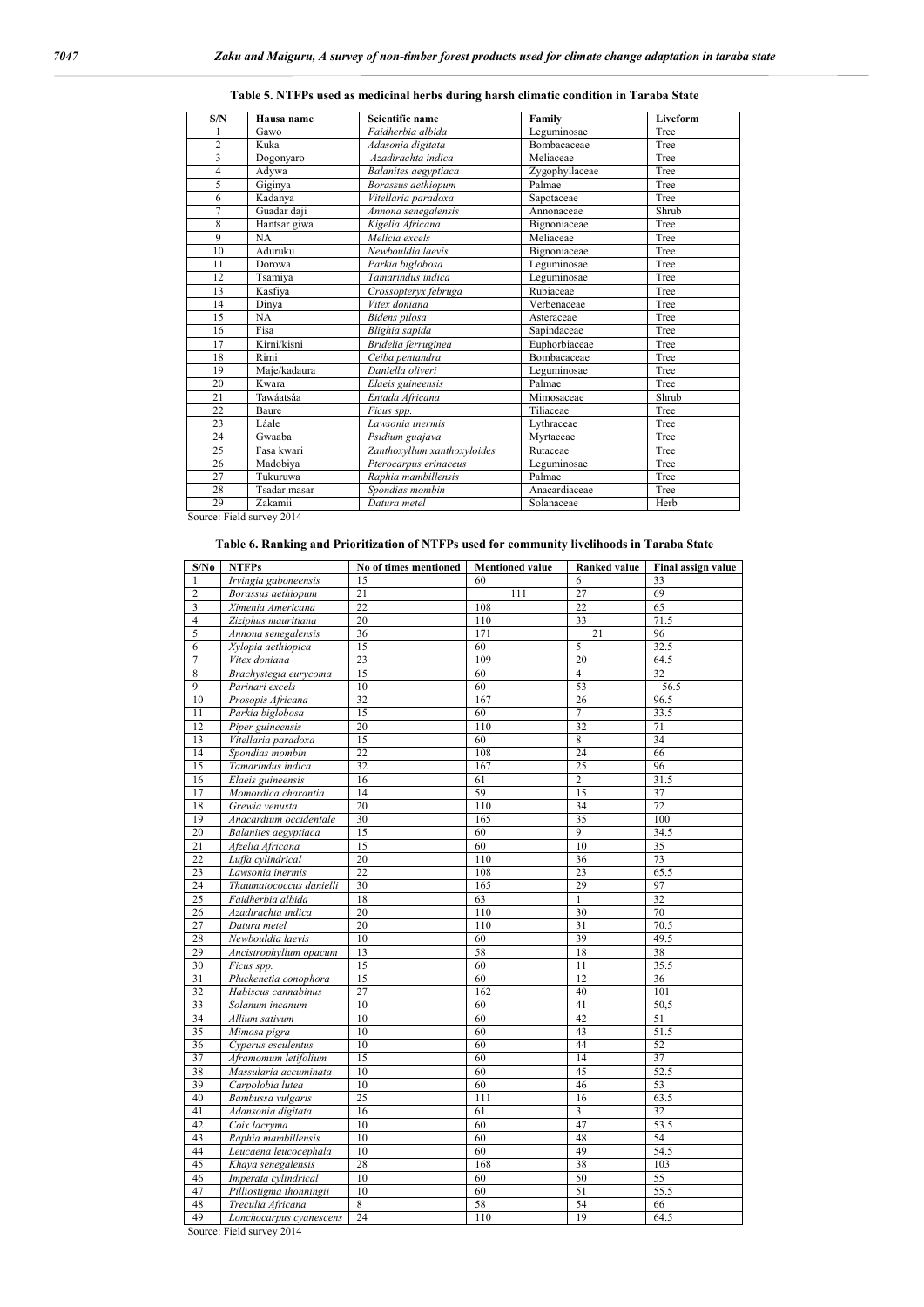**Table 5. NTFPs used as medicinal herbs during harsh climatic condition in Taraba State**

| S/N | Hausa name | Scientific name | Family | Liveform |
|---|---|---|---|---|
| 1 | Gawo | *Faidherbia albida* | Leguminosae | Tree |
| 2 | Kuka | *Adasonia digitata* | Bombacaceae | Tree |
| 3 | Dogonyaro | *Azadirachta indica* | Meliaceae | Tree |
| 4 | Adywa | *Balanites aegyptiaca* | Zygophyllaceae | Tree |
| 5 | Giginya | *Borassus aethiopum* | Palmae | Tree |
| 6 | Kadanya | *Vitellaria paradoxa* | Sapotaceae | Tree |
| 7 | Guadar daji | *Annona senegalensis* | Annonaceae | Shrub |
| 8 | Hantsar giwa | *Kigelia Africana* | Bignoniaceae | Tree |
| 9 | NA | *Melicia excels* | Meliaceae | Tree |
| 10 | Aduruku | *Newbouldia laevis* | Bignoniaceae | Tree |
| 11 | Dorowa | *Parkia biglobosa* | Leguminosae | Tree |
| 12 | Tsamiya | *Tamarindus indica* | Leguminosae | Tree |
| 13 | Kasfiya | *Crossopteryx februga* | Rubiaceae | Tree |
| 14 | Dinya | *Vitex doniana* | Verbenaceae | Tree |
| 15 | NA | *Bidens pilosa* | Asteraceae | Tree |
| 16 | Fisa | *Blighia sapida* | Sapindaceae | Tree |
| 17 | Kirni/kisni | *Bridelia ferruginea* | Euphorbiaceae | Tree |
| 18 | Rimi | *Ceiba pentandra* | Bombacaceae | Tree |
| 19 | Maje/kadaura | *Daniella oliveri* | Leguminosae | Tree |
| 20 | Kwara | *Elaeis guineensis* | Palmae | Tree |
| 21 | Tawáatsáa | *Entada Africana* | Mimosaceae | Shrub |
| 22 | Baure | *Ficus spp.* | Tiliaceae | Tree |
| 23 | Láale | *Lawsonia inermis* | Lythraceae | Tree |
| 24 | Gwaaba | *Psidium guajava* | Myrtaceae | Tree |
| 25 | Fasa kwari | *Zanthoxyllum xanthoxyloides* | Rutaceae | Tree |
| 26 | Madobiya | *Pterocarpus erinaceus* | Leguminosae | Tree |
| 27 | Tukuruwa | *Raphia mambillensis* | Palmae | Tree |
| 28 | Tsadar masar | *Spondias mombin* | Anacardiaceae | Tree |
| 29 | Zakamii | *Datura metel* | Solanaceae | Herb |

Source: Field survey 2014

**Table 6. Ranking and Prioritization of NTFPs used for community livelihoods in Taraba State**

| S/No | NTFPs | No of times mentioned | Mentioned value | Ranked value | Final assign value |
|---|---|---|---|---|---|
| 1 | *Irvingia gaboneensis* | 15 | 60 | 6 | 33 |
| 2 | *Borassus aethiopum* | 21 | 111 | 27 | 69 |
| 3 | *Ximenia Americana* | 22 | 108 | 22 | 65 |
| 4 | *Ziziphus mauritiana* | 20 | 110 | 33 | 71.5 |
| 5 | *Annona senegalensis* | 36 | 171 | 21 | 96 |
| 6 | *Xylopia aethiopica* | 15 | 60 | 5 | 32.5 |
| 7 | *Vitex doniana* | 23 | 109 | 20 | 64.5 |
| 8 | *Brachystegia eurycoma* | 15 | 60 | 4 | 32 |
| 9 | *Parinari excels* | 10 | 60 | 53 | 56.5 |
| 10 | *Prosopis Africana* | 32 | 167 | 26 | 96.5 |
| 11 | *Parkia biglobosa* | 15 | 60 | 7 | 33.5 |
| 12 | *Piper guineensis* | 20 | 110 | 32 | 71 |
| 13 | *Vitellaria paradoxa* | 15 | 60 | 8 | 34 |
| 14 | *Spondias mombin* | 22 | 108 | 24 | 66 |
| 15 | *Tamarindus indica* | 32 | 167 | 25 | 96 |
| 16 | *Elaeis guineensis* | 16 | 61 | 2 | 31.5 |
| 17 | *Momordica charantia* | 14 | 59 | 15 | 37 |
| 18 | *Grewia venusta* | 20 | 110 | 34 | 72 |
| 19 | *Anacardium occidentale* | 30 | 165 | 35 | 100 |
| 20 | *Balanites aegyptiaca* | 15 | 60 | 9 | 34.5 |
| 21 | *Afzelia Africana* | 15 | 60 | 10 | 35 |
| 22 | *Luffa cylindrical* | 20 | 110 | 36 | 73 |
| 23 | *Lawsonia inermis* | 22 | 108 | 23 | 65.5 |
| 24 | *Thaumatococcus danielli* | 30 | 165 | 29 | 97 |
| 25 | *Faidherbia albida* | 18 | 63 | 1 | 32 |
| 26 | *Azadirachta indica* | 20 | 110 | 30 | 70 |
| 27 | *Datura metel* | 20 | 110 | 31 | 70.5 |
| 28 | *Newbouldia laevis* | 10 | 60 | 39 | 49.5 |
| 29 | *Ancistrophyllum opacum* | 13 | 58 | 18 | 38 |
| 30 | *Ficus spp.* | 15 | 60 | 11 | 35.5 |
| 31 | *Pluckenetia conophora* | 15 | 60 | 12 | 36 |
| 32 | *Habiscus cannabinus* | 27 | 162 | 40 | 101 |
| 33 | *Solanum incanum* | 10 | 60 | 41 | 50,5 |
| 34 | *Allium sativum* | 10 | 60 | 42 | 51 |
| 35 | *Mimosa pigra* | 10 | 60 | 43 | 51.5 |
| 36 | *Cyperus esculentus* | 10 | 60 | 44 | 52 |
| 37 | *Aframomum letifolium* | 15 | 60 | 14 | 37 |
| 38 | *Massularia accuminata* | 10 | 60 | 45 | 52.5 |
| 39 | *Carpolobia lutea* | 10 | 60 | 46 | 53 |
| 40 | *Bambussa vulgaris* | 25 | 111 | 16 | 63.5 |
| 41 | *Adansonia digitata* | 16 | 61 | 3 | 32 |
| 42 | *Coix lacryma* | 10 | 60 | 47 | 53.5 |
| 43 | *Raphia mambillensis* | 10 | 60 | 48 | 54 |
| 44 | *Leucaena leucocephala* | 10 | 60 | 49 | 54.5 |
| 45 | *Khaya senegalensis* | 28 | 168 | 38 | 103 |
| 46 | *Imperata cylindrical* | 10 | 60 | 50 | 55 |
| 47 | *Pilliostigma thonningii* | 10 | 60 | 51 | 55.5 |
| 48 | *Treculia Africana* | 8 | 58 | 54 | 66 |
| 49 | *Lonchocarpus cyanescens* | 24 | 110 | 19 | 64.5 |

Source: Field survey 2014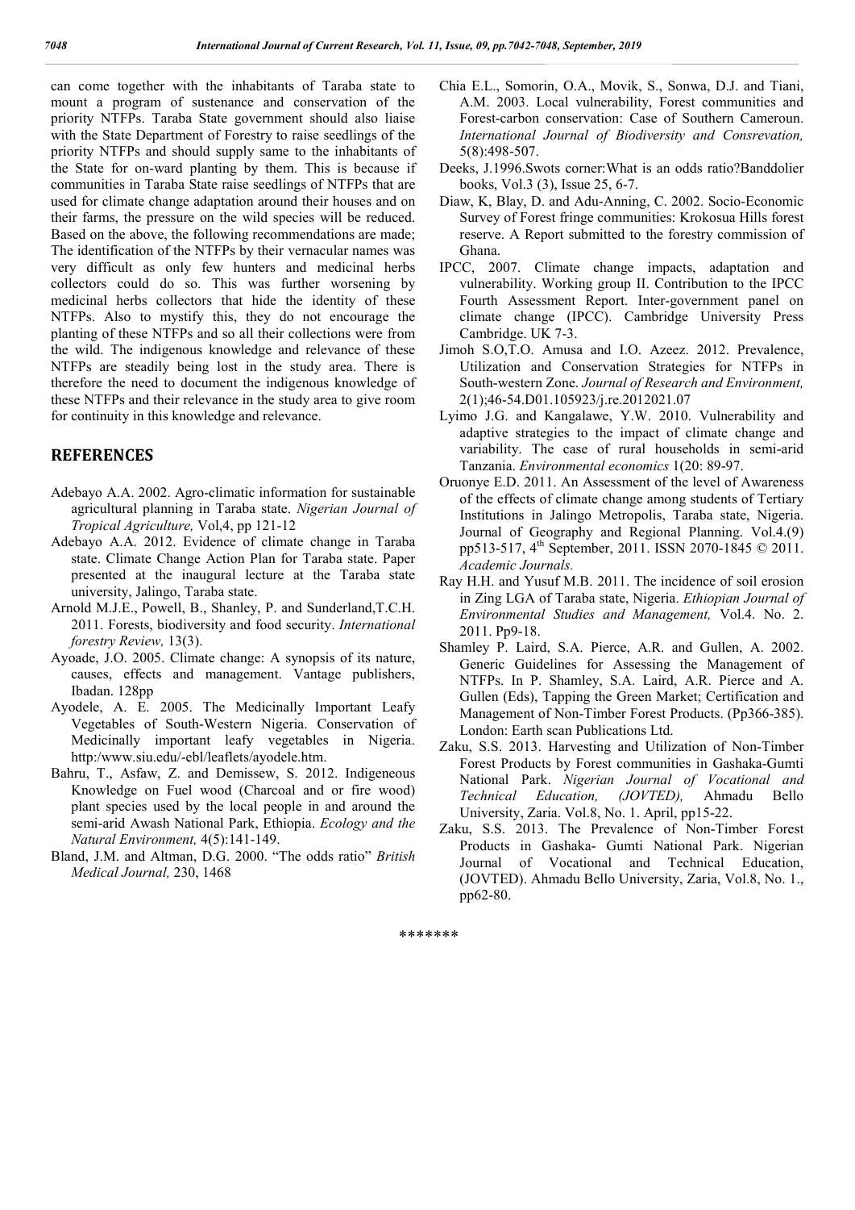can come together with the inhabitants of Taraba state to mount a program of sustenance and conservation of the priority NTFPs. Taraba State government should also liaise with the State Department of Forestry to raise seedlings of the priority NTFPs and should supply same to the inhabitants of the State for on-ward planting by them. This is because if communities in Taraba State raise seedlings of NTFPs that are used for climate change adaptation around their houses and on their farms, the pressure on the wild species will be reduced. Based on the above, the following recommendations are made; The identification of the NTFPs by their vernacular names was very difficult as only few hunters and medicinal herbs collectors could do so. This was further worsening by medicinal herbs collectors that hide the identity of these NTFPs. Also to mystify this, they do not encourage the planting of these NTFPs and so all their collections were from the wild. The indigenous knowledge and relevance of these NTFPs are steadily being lost in the study area. There is therefore the need to document the indigenous knowledge of these NTFPs and their relevance in the study area to give room for continuity in this knowledge and relevance.

## REFERENCES

Adebayo A.A. 2002. Agro-climatic information for sustainable agricultural planning in Taraba state. *Nigerian Journal of Tropical Agriculture,* Vol,4, pp 121-12

Adebayo A.A. 2012. Evidence of climate change in Taraba state. Climate Change Action Plan for Taraba state. Paper presented at the inaugural lecture at the Taraba state university, Jalingo, Taraba state.

Arnold M.J.E., Powell, B., Shanley, P. and Sunderland,T.C.H. 2011. Forests, biodiversity and food security. *International forestry Review,* 13(3).

Ayoade, J.O. 2005. Climate change: A synopsis of its nature, causes, effects and management. Vantage publishers, Ibadan. 128pp

Ayodele, A. E. 2005. The Medicinally Important Leafy Vegetables of South-Western Nigeria. Conservation of Medicinally important leafy vegetables in Nigeria. http:/www.siu.edu/-ebl/leaflets/ayodele.htm.

Bahru, T., Asfaw, Z. and Demissew, S. 2012. Indigeneous Knowledge on Fuel wood (Charcoal and or fire wood) plant species used by the local people in and around the semi-arid Awash National Park, Ethiopia. *Ecology and the Natural Environment,* 4(5):141-149.

Bland, J.M. and Altman, D.G. 2000. "The odds ratio" *British Medical Journal,* 230, 1468

Chia E.L., Somorin, O.A., Movik, S., Sonwa, D.J. and Tiani, A.M. 2003. Local vulnerability, Forest communities and Forest-carbon conservation: Case of Southern Cameroun. *International Journal of Biodiversity and Consrevation,* 5(8):498-507.

Deeks, J.1996.Swots corner:What is an odds ratio?Banddolier books, Vol.3 (3), Issue 25, 6-7.

Diaw, K, Blay, D. and Adu-Anning, C. 2002. Socio-Economic Survey of Forest fringe communities: Krokosua Hills forest reserve. A Report submitted to the forestry commission of Ghana.

IPCC, 2007. Climate change impacts, adaptation and vulnerability. Working group II. Contribution to the IPCC Fourth Assessment Report. Inter-government panel on climate change (IPCC). Cambridge University Press Cambridge. UK 7-3.

Jimoh S.O,T.O. Amusa and I.O. Azeez. 2012. Prevalence, Utilization and Conservation Strategies for NTFPs in South-western Zone. *Journal of Research and Environment,* 2(1);46-54.D01.105923/j.re.2012021.07

Lyimo J.G. and Kangalawe, Y.W. 2010. Vulnerability and adaptive strategies to the impact of climate change and variability. The case of rural households in semi-arid Tanzania. *Environmental economics* 1(20: 89-97.

Oruonye E.D. 2011. An Assessment of the level of Awareness of the effects of climate change among students of Tertiary Institutions in Jalingo Metropolis, Taraba state, Nigeria. Journal of Geography and Regional Planning. Vol.4.(9) pp513-517, 4th September, 2011. ISSN 2070-1845 © 2011. *Academic Journals.*

Ray H.H. and Yusuf M.B. 2011. The incidence of soil erosion in Zing LGA of Taraba state, Nigeria. *Ethiopian Journal of Environmental Studies and Management,* Vol.4. No. 2. 2011. Pp9-18.

Shamley P. Laird, S.A. Pierce, A.R. and Gullen, A. 2002. Generic Guidelines for Assessing the Management of NTFPs. In P. Shamley, S.A. Laird, A.R. Pierce and A. Gullen (Eds), Tapping the Green Market; Certification and Management of Non-Timber Forest Products. (Pp366-385). London: Earth scan Publications Ltd.

Zaku, S.S. 2013. Harvesting and Utilization of Non-Timber Forest Products by Forest communities in Gashaka-Gumti National Park. *Nigerian Journal of Vocational and Technical Education, (JOVTED),* Ahmadu Bello University, Zaria. Vol.8, No. 1. April, pp15-22.

Zaku, S.S. 2013. The Prevalence of Non-Timber Forest Products in Gashaka- Gumti National Park. Nigerian Journal of Vocational and Technical Education, (JOVTED). Ahmadu Bello University, Zaria, Vol.8, No. 1., pp62-80.

*******